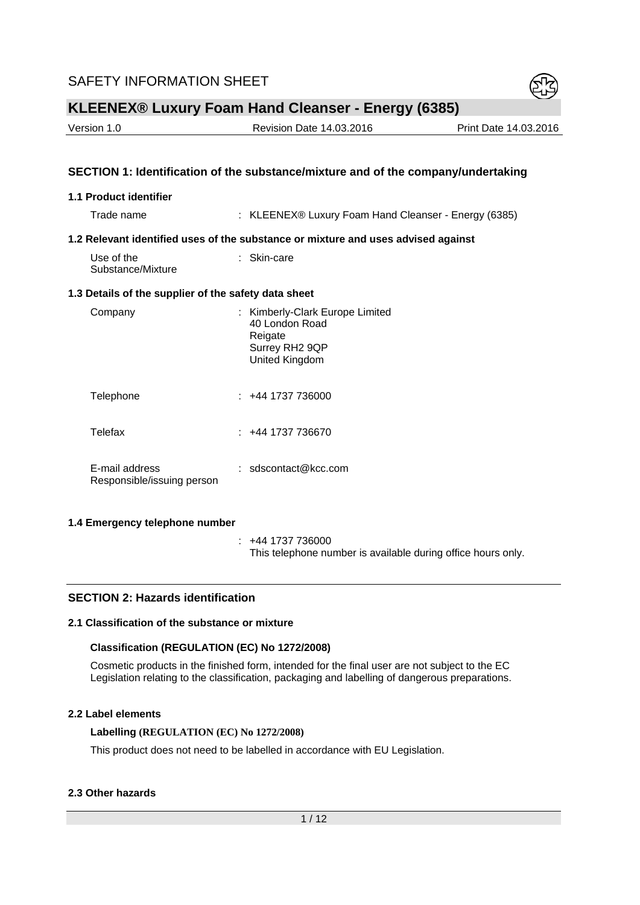# SAFETY INFORMATION SHEET

## KLEENEX® Luxury Foam Hand Cleanser - Energy (6385)

Version 1.0 | Revision Date 14.03.2016 | Print Date 14.03.2016

### SECTION 1: Identification of the substance/mixture and of the company/undertaking

**1.1 Product identifier**

Trade name : KLEENEX® Luxury Foam Hand Cleanser - Energy (6385)

**1.2 Relevant identified uses of the substance or mixture and uses advised against**

Use of the Substance/Mixture : Skin-care

**1.3 Details of the supplier of the safety data sheet**

Company : Kimberly-Clark Europe Limited
40 London Road
Reigate
Surrey RH2 9QP
United Kingdom

Telephone : +44 1737 736000

Telefax : +44 1737 736670

E-mail address Responsible/issuing person : sdscontact@kcc.com

**1.4 Emergency telephone number**

: +44 1737 736000
This telephone number is available during office hours only.

### SECTION 2: Hazards identification

**2.1 Classification of the substance or mixture**

**Classification (REGULATION (EC) No 1272/2008)**

Cosmetic products in the finished form, intended for the final user are not subject to the EC Legislation relating to the classification, packaging and labelling of dangerous preparations.

**2.2 Label elements**

**Labelling (REGULATION (EC) No 1272/2008)**

This product does not need to be labelled in accordance with EU Legislation.

**2.3 Other hazards**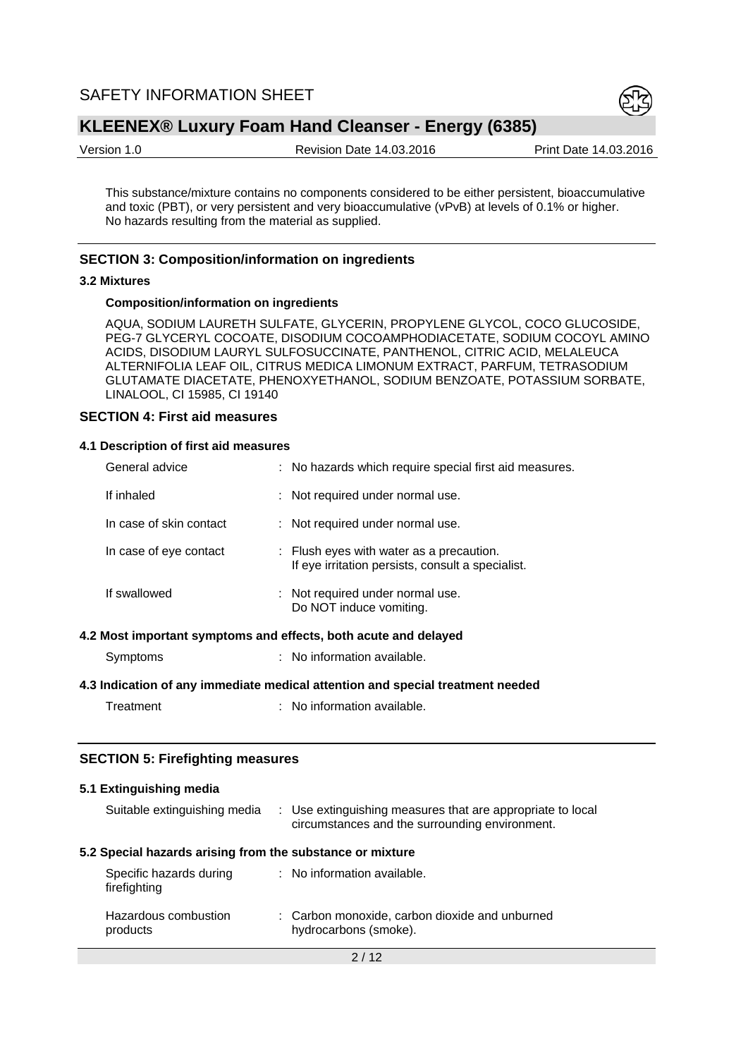This substance/mixture contains no components considered to be either persistent, bioaccumulative and toxic (PBT), or very persistent and very bioaccumulative (vPvB) at levels of 0.1% or higher.
No hazards resulting from the material as supplied.

## SECTION 3: Composition/information on ingredients

### 3.2 Mixtures

**Composition/information on ingredients**

AQUA, SODIUM LAURETH SULFATE, GLYCERIN, PROPYLENE GLYCOL, COCO GLUCOSIDE, PEG-7 GLYCERYL COCOATE, DISODIUM COCOAMPHODIACETATE, SODIUM COCOYL AMINO ACIDS, DISODIUM LAURYL SULFOSUCCINATE, PANTHENOL, CITRIC ACID, MELALEUCA ALTERNIFOLIA LEAF OIL, CITRUS MEDICA LIMONUM EXTRACT, PARFUM, TETRASODIUM GLUTAMATE DIACETATE, PHENOXYETHANOL, SODIUM BENZOATE, POTASSIUM SORBATE, LINALOOL, CI 15985, CI 19140

## SECTION 4: First aid measures

### 4.1 Description of first aid measures

| | |
|---|---|
| General advice | : No hazards which require special first aid measures. |
| If inhaled | : Not required under normal use. |
| In case of skin contact | : Not required under normal use. |
| In case of eye contact | : Flush eyes with water as a precaution.<br>If eye irritation persists, consult a specialist. |
| If swallowed | : Not required under normal use.<br>Do NOT induce vomiting. |

### 4.2 Most important symptoms and effects, both acute and delayed

| | |
|---|---|
| Symptoms | : No information available. |

### 4.3 Indication of any immediate medical attention and special treatment needed

| | |
|---|---|
| Treatment | : No information available. |

## SECTION 5: Firefighting measures

### 5.1 Extinguishing media

| | |
|---|---|
| Suitable extinguishing media | : Use extinguishing measures that are appropriate to local circumstances and the surrounding environment. |

### 5.2 Special hazards arising from the substance or mixture

| | |
|---|---|
| Specific hazards during firefighting | : No information available. |
| Hazardous combustion products | : Carbon monoxide, carbon dioxide and unburned hydrocarbons (smoke). |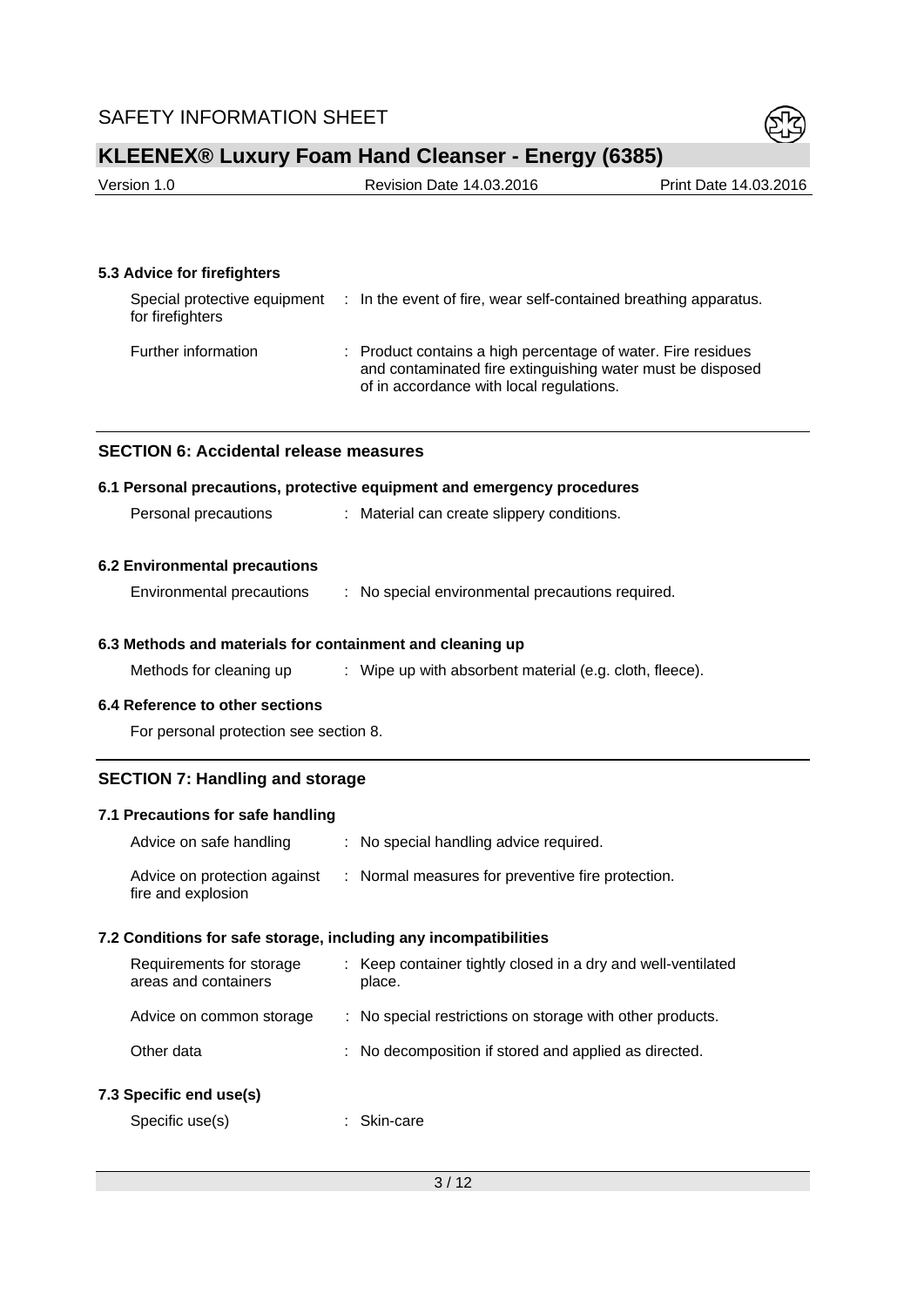### 5.3 Advice for firefighters

| | |
|---|---|
| Special protective equipment for firefighters | : In the event of fire, wear self-contained breathing apparatus. |
| Further information | : Product contains a high percentage of water. Fire residues and contaminated fire extinguishing water must be disposed of in accordance with local regulations. |

## SECTION 6: Accidental release measures

### 6.1 Personal precautions, protective equipment and emergency procedures

| | |
|---|---|
| Personal precautions | : Material can create slippery conditions. |

### 6.2 Environmental precautions

| | |
|---|---|
| Environmental precautions | : No special environmental precautions required. |

### 6.3 Methods and materials for containment and cleaning up

| | |
|---|---|
| Methods for cleaning up | : Wipe up with absorbent material (e.g. cloth, fleece). |

### 6.4 Reference to other sections

For personal protection see section 8.

## SECTION 7: Handling and storage

### 7.1 Precautions for safe handling

| | |
|---|---|
| Advice on safe handling | : No special handling advice required. |
| Advice on protection against fire and explosion | : Normal measures for preventive fire protection. |

### 7.2 Conditions for safe storage, including any incompatibilities

| | |
|---|---|
| Requirements for storage areas and containers | : Keep container tightly closed in a dry and well-ventilated place. |
| Advice on common storage | : No special restrictions on storage with other products. |
| Other data | : No decomposition if stored and applied as directed. |

### 7.3 Specific end use(s)

| | |
|---|---|
| Specific use(s) | : Skin-care |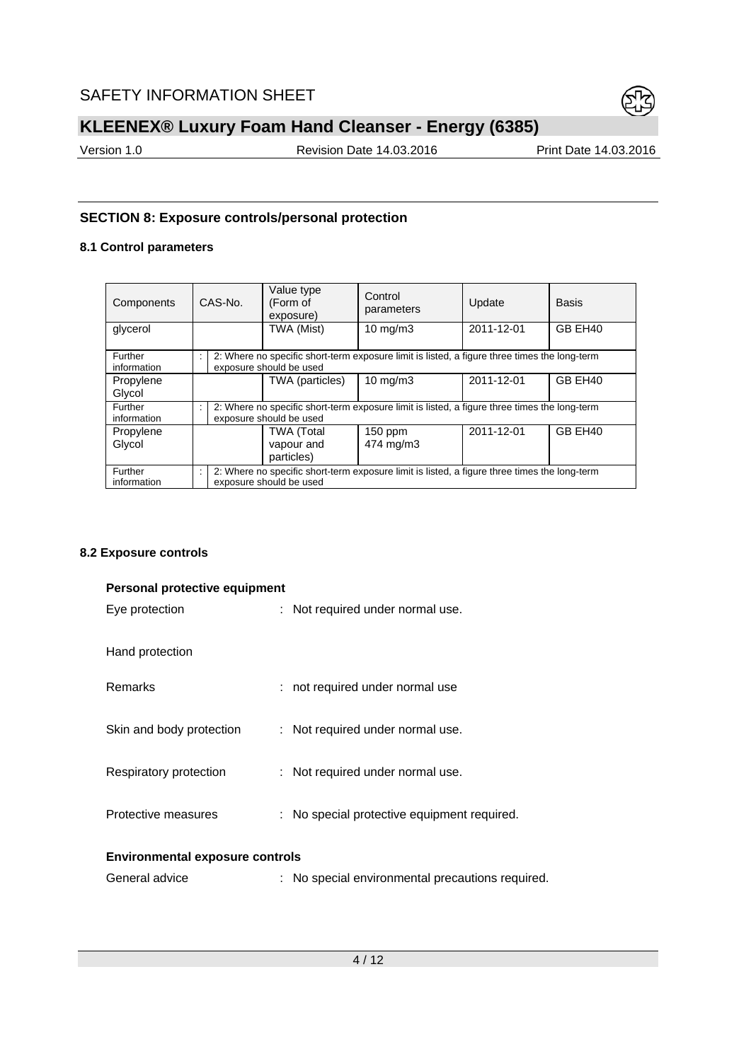## SECTION 8: Exposure controls/personal protection

### 8.1 Control parameters

| Components | CAS-No. | Value type (Form of exposure) | Control parameters | Update | Basis |
|---|---|---|---|---|---|
| glycerol | | TWA (Mist) | 10 mg/m3 | 2011-12-01 | GB EH40 |
| Further information | : 2: Where no specific short-term exposure limit is listed, a figure three times the long-term exposure should be used | | | | |
| Propylene Glycol | | TWA (particles) | 10 mg/m3 | 2011-12-01 | GB EH40 |
| Further information | : 2: Where no specific short-term exposure limit is listed, a figure three times the long-term exposure should be used | | | | |
| Propylene Glycol | | TWA (Total vapour and particles) | 150 ppm 474 mg/m3 | 2011-12-01 | GB EH40 |
| Further information | : 2: Where no specific short-term exposure limit is listed, a figure three times the long-term exposure should be used | | | | |

### 8.2 Exposure controls

**Personal protective equipment**

Eye protection : Not required under normal use.

Hand protection

Remarks : not required under normal use

Skin and body protection : Not required under normal use.

Respiratory protection : Not required under normal use.

Protective measures : No special protective equipment required.

**Environmental exposure controls**

General advice : No special environmental precautions required.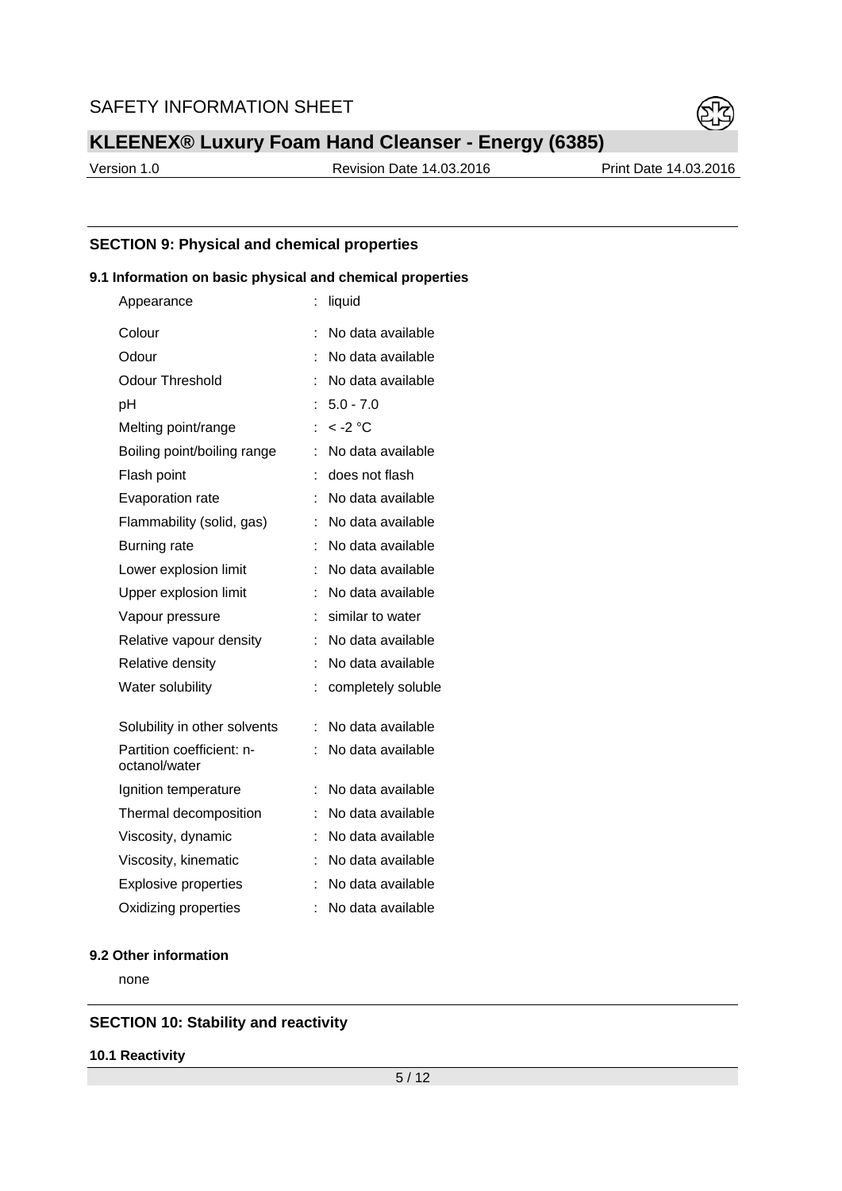## SECTION 9: Physical and chemical properties

### 9.1 Information on basic physical and chemical properties

| | | |
|---|---|---|
| Appearance | : | liquid |
| Colour | : | No data available |
| Odour | : | No data available |
| Odour Threshold | : | No data available |
| pH | : | 5.0 - 7.0 |
| Melting point/range | : | < -2 °C |
| Boiling point/boiling range | : | No data available |
| Flash point | : | does not flash |
| Evaporation rate | : | No data available |
| Flammability (solid, gas) | : | No data available |
| Burning rate | : | No data available |
| Lower explosion limit | : | No data available |
| Upper explosion limit | : | No data available |
| Vapour pressure | : | similar to water |
| Relative vapour density | : | No data available |
| Relative density | : | No data available |
| Water solubility | : | completely soluble |
| Solubility in other solvents | : | No data available |
| Partition coefficient: n-octanol/water | : | No data available |
| Ignition temperature | : | No data available |
| Thermal decomposition | : | No data available |
| Viscosity, dynamic | : | No data available |
| Viscosity, kinematic | : | No data available |
| Explosive properties | : | No data available |
| Oxidizing properties | : | No data available |

### 9.2 Other information

none

## SECTION 10: Stability and reactivity

### 10.1 Reactivity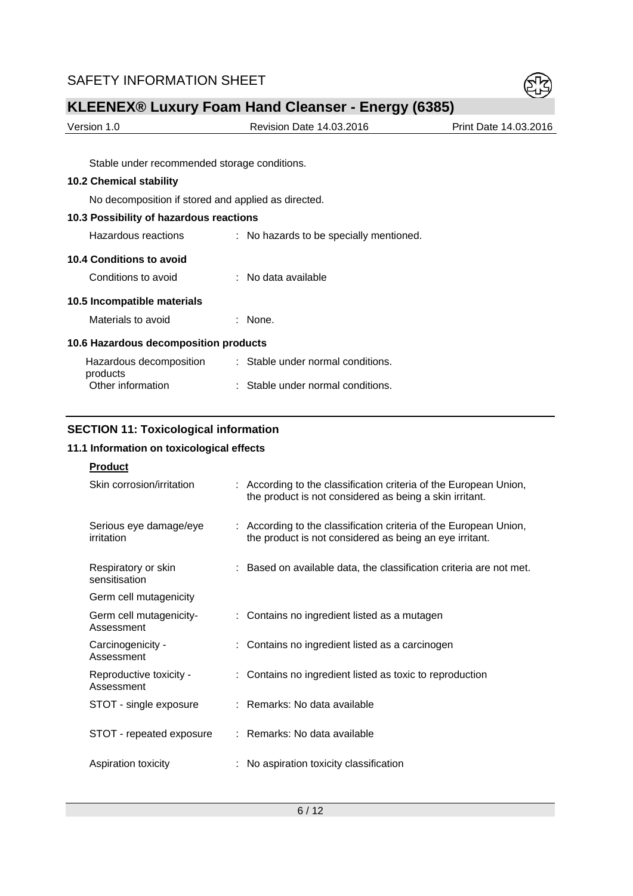Stable under recommended storage conditions.

### 10.2 Chemical stability

No decomposition if stored and applied as directed.

### 10.3 Possibility of hazardous reactions

| | |
|---|---|
| Hazardous reactions | : No hazards to be specially mentioned. |

### 10.4 Conditions to avoid

| | |
|---|---|
| Conditions to avoid | : No data available |

### 10.5 Incompatible materials

| | |
|---|---|
| Materials to avoid | : None. |

### 10.6 Hazardous decomposition products

| | |
|---|---|
| Hazardous decomposition products | : Stable under normal conditions. |
| Other information | : Stable under normal conditions. |

## SECTION 11: Toxicological information

### 11.1 Information on toxicological effects

**Product**

| | |
|---|---|
| Skin corrosion/irritation | : According to the classification criteria of the European Union, the product is not considered as being a skin irritant. |
| Serious eye damage/eye irritation | : According to the classification criteria of the European Union, the product is not considered as being an eye irritant. |
| Respiratory or skin sensitisation | : Based on available data, the classification criteria are not met. |
| Germ cell mutagenicity | |
| Germ cell mutagenicity- Assessment | : Contains no ingredient listed as a mutagen |
| Carcinogenicity - Assessment | : Contains no ingredient listed as a carcinogen |
| Reproductive toxicity - Assessment | : Contains no ingredient listed as toxic to reproduction |
| STOT - single exposure | : Remarks: No data available |
| STOT - repeated exposure | : Remarks: No data available |
| Aspiration toxicity | : No aspiration toxicity classification |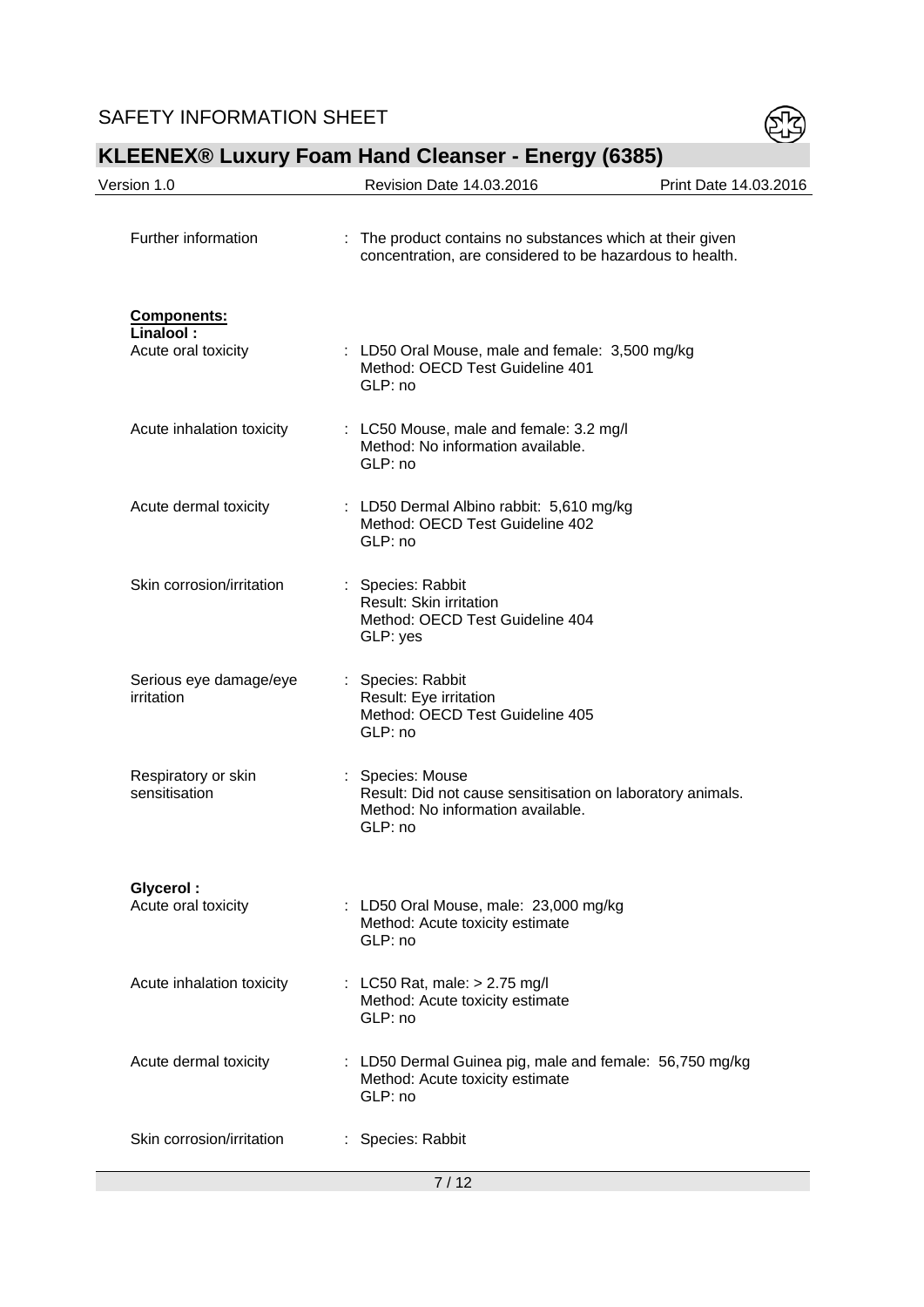Further information : The product contains no substances which at their given concentration, are considered to be hazardous to health.

**Components:**

**Linalool :**

| | |
|---|---|
| Acute oral toxicity | : LD50 Oral Mouse, male and female: 3,500 mg/kg<br>Method: OECD Test Guideline 401<br>GLP: no |
| Acute inhalation toxicity | : LC50 Mouse, male and female: 3.2 mg/l<br>Method: No information available.<br>GLP: no |
| Acute dermal toxicity | : LD50 Dermal Albino rabbit: 5,610 mg/kg<br>Method: OECD Test Guideline 402<br>GLP: no |
| Skin corrosion/irritation | : Species: Rabbit<br>Result: Skin irritation<br>Method: OECD Test Guideline 404<br>GLP: yes |
| Serious eye damage/eye irritation | : Species: Rabbit<br>Result: Eye irritation<br>Method: OECD Test Guideline 405<br>GLP: no |
| Respiratory or skin sensitisation | : Species: Mouse<br>Result: Did not cause sensitisation on laboratory animals.<br>Method: No information available.<br>GLP: no |

**Glycerol :**

| | |
|---|---|
| Acute oral toxicity | : LD50 Oral Mouse, male: 23,000 mg/kg<br>Method: Acute toxicity estimate<br>GLP: no |
| Acute inhalation toxicity | : LC50 Rat, male: > 2.75 mg/l<br>Method: Acute toxicity estimate<br>GLP: no |
| Acute dermal toxicity | : LD50 Dermal Guinea pig, male and female: 56,750 mg/kg<br>Method: Acute toxicity estimate<br>GLP: no |
| Skin corrosion/irritation | : Species: Rabbit |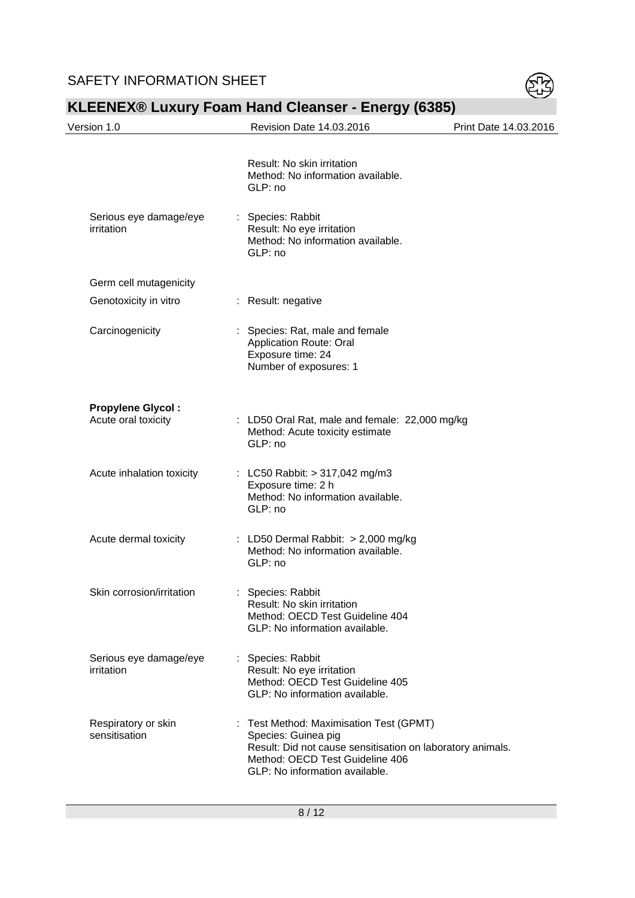Result: No skin irritation
Method: No information available.
GLP: no

| | |
|---|---|
| Serious eye damage/eye irritation | : Species: Rabbit<br>Result: No eye irritation<br>Method: No information available.<br>GLP: no |
| Germ cell mutagenicity | |
| Genotoxicity in vitro | : Result: negative |
| Carcinogenicity | : Species: Rat, male and female<br>Application Route: Oral<br>Exposure time: 24<br>Number of exposures: 1 |

**Propylene Glycol :**

| | |
|---|---|
| Acute oral toxicity | : LD50 Oral Rat, male and female: 22,000 mg/kg<br>Method: Acute toxicity estimate<br>GLP: no |
| Acute inhalation toxicity | : LC50 Rabbit: > 317,042 mg/m3<br>Exposure time: 2 h<br>Method: No information available.<br>GLP: no |
| Acute dermal toxicity | : LD50 Dermal Rabbit: > 2,000 mg/kg<br>Method: No information available.<br>GLP: no |
| Skin corrosion/irritation | : Species: Rabbit<br>Result: No skin irritation<br>Method: OECD Test Guideline 404<br>GLP: No information available. |
| Serious eye damage/eye irritation | : Species: Rabbit<br>Result: No eye irritation<br>Method: OECD Test Guideline 405<br>GLP: No information available. |
| Respiratory or skin sensitisation | : Test Method: Maximisation Test (GPMT)<br>Species: Guinea pig<br>Result: Did not cause sensitisation on laboratory animals.<br>Method: OECD Test Guideline 406<br>GLP: No information available. |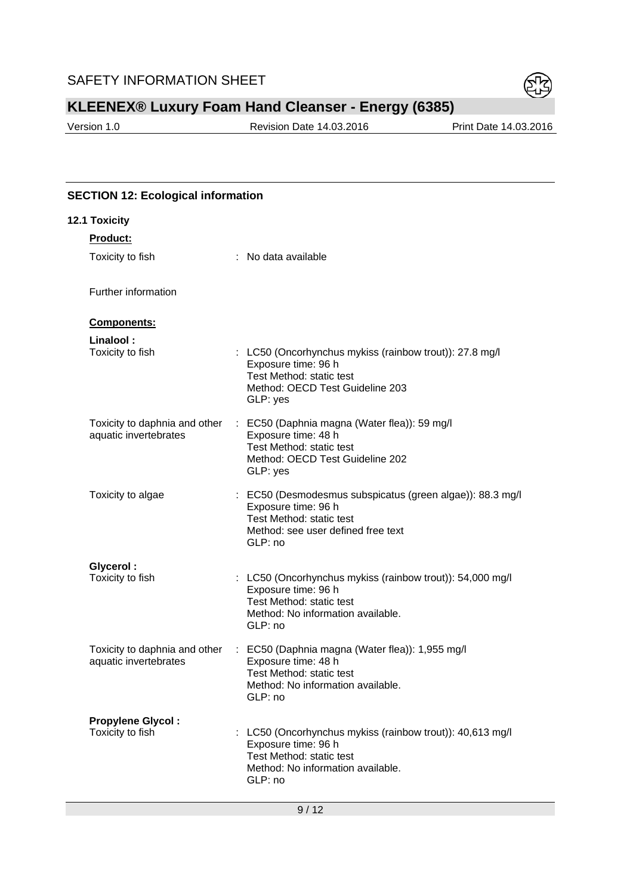## SECTION 12: Ecological information

### 12.1 Toxicity

**Product:**

Toxicity to fish : No data available

Further information

**Components:**

**Linalool :**

| | |
|---|---|
| Toxicity to fish | : LC50 (Oncorhynchus mykiss (rainbow trout)): 27.8 mg/l<br>Exposure time: 96 h<br>Test Method: static test<br>Method: OECD Test Guideline 203<br>GLP: yes |
| Toxicity to daphnia and other aquatic invertebrates | : EC50 (Daphnia magna (Water flea)): 59 mg/l<br>Exposure time: 48 h<br>Test Method: static test<br>Method: OECD Test Guideline 202<br>GLP: yes |
| Toxicity to algae | : EC50 (Desmodesmus subspicatus (green algae)): 88.3 mg/l<br>Exposure time: 96 h<br>Test Method: static test<br>Method: see user defined free text<br>GLP: no |

**Glycerol :**

| | |
|---|---|
| Toxicity to fish | : LC50 (Oncorhynchus mykiss (rainbow trout)): 54,000 mg/l<br>Exposure time: 96 h<br>Test Method: static test<br>Method: No information available.<br>GLP: no |
| Toxicity to daphnia and other aquatic invertebrates | : EC50 (Daphnia magna (Water flea)): 1,955 mg/l<br>Exposure time: 48 h<br>Test Method: static test<br>Method: No information available.<br>GLP: no |

**Propylene Glycol :**

| | |
|---|---|
| Toxicity to fish | : LC50 (Oncorhynchus mykiss (rainbow trout)): 40,613 mg/l<br>Exposure time: 96 h<br>Test Method: static test<br>Method: No information available.<br>GLP: no |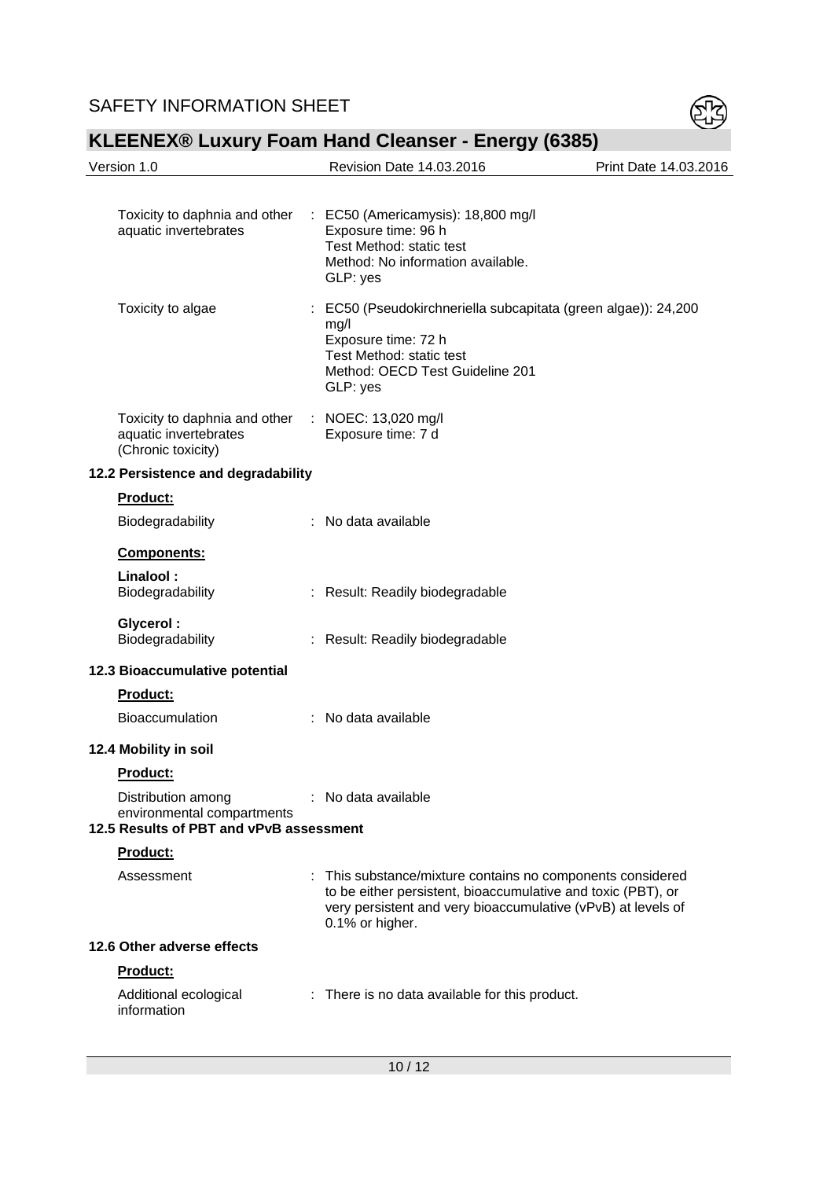Toxicity to daphnia and other aquatic invertebrates : EC50 (Americamysis): 18,800 mg/l
Exposure time: 96 h
Test Method: static test
Method: No information available.
GLP: yes

Toxicity to algae : EC50 (Pseudokirchneriella subcapitata (green algae)): 24,200 mg/l
Exposure time: 72 h
Test Method: static test
Method: OECD Test Guideline 201
GLP: yes

Toxicity to daphnia and other aquatic invertebrates (Chronic toxicity) : NOEC: 13,020 mg/l
Exposure time: 7 d

### 12.2 Persistence and degradability

**Product:**

Biodegradability : No data available

**Components:**

**Linalool :**
Biodegradability : Result: Readily biodegradable

**Glycerol :**
Biodegradability : Result: Readily biodegradable

### 12.3 Bioaccumulative potential

**Product:**

Bioaccumulation : No data available

### 12.4 Mobility in soil

**Product:**

Distribution among environmental compartments : No data available

### 12.5 Results of PBT and vPvB assessment

**Product:**

Assessment : This substance/mixture contains no components considered to be either persistent, bioaccumulative and toxic (PBT), or very persistent and very bioaccumulative (vPvB) at levels of 0.1% or higher.

### 12.6 Other adverse effects

**Product:**

Additional ecological information : There is no data available for this product.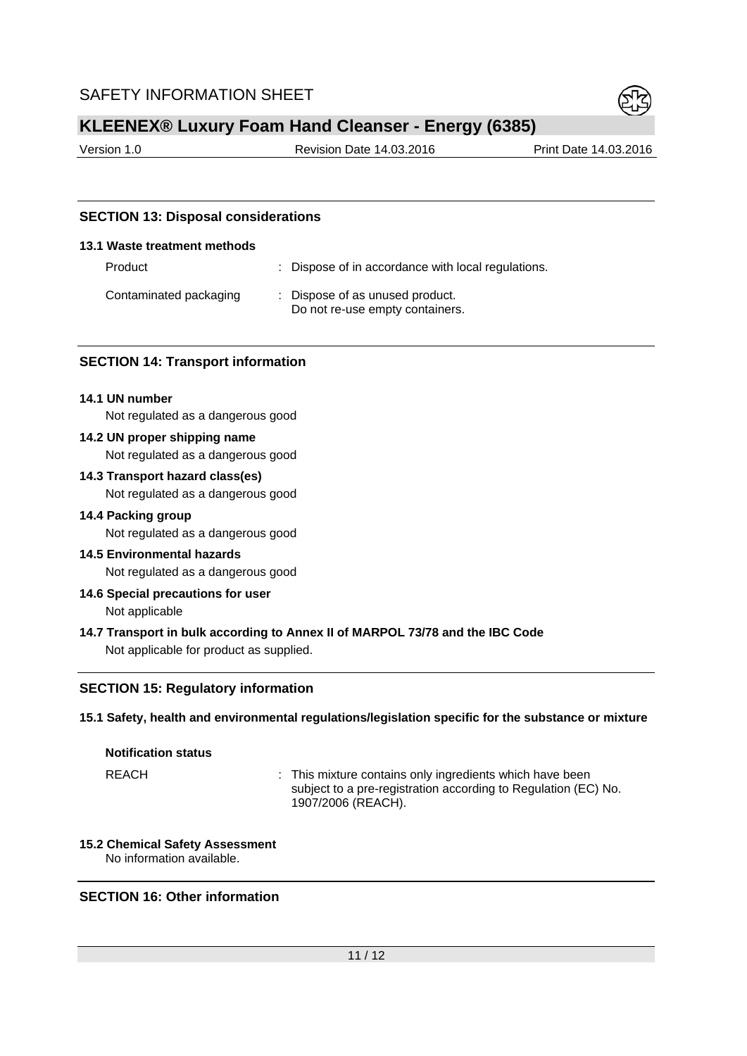## SECTION 13: Disposal considerations

### 13.1 Waste treatment methods

| | |
|---|---|
| Product | : Dispose of in accordance with local regulations. |
| Contaminated packaging | : Dispose of as unused product. Do not re-use empty containers. |

## SECTION 14: Transport information

**14.1 UN number**

Not regulated as a dangerous good

**14.2 UN proper shipping name**

Not regulated as a dangerous good

**14.3 Transport hazard class(es)**

Not regulated as a dangerous good

**14.4 Packing group**

Not regulated as a dangerous good

**14.5 Environmental hazards**

Not regulated as a dangerous good

**14.6 Special precautions for user**

Not applicable

**14.7 Transport in bulk according to Annex II of MARPOL 73/78 and the IBC Code**

Not applicable for product as supplied.

## SECTION 15: Regulatory information

### 15.1 Safety, health and environmental regulations/legislation specific for the substance or mixture

**Notification status**

| | |
|---|---|
| REACH | : This mixture contains only ingredients which have been subject to a pre-registration according to Regulation (EC) No. 1907/2006 (REACH). |

### 15.2 Chemical Safety Assessment

No information available.

## SECTION 16: Other information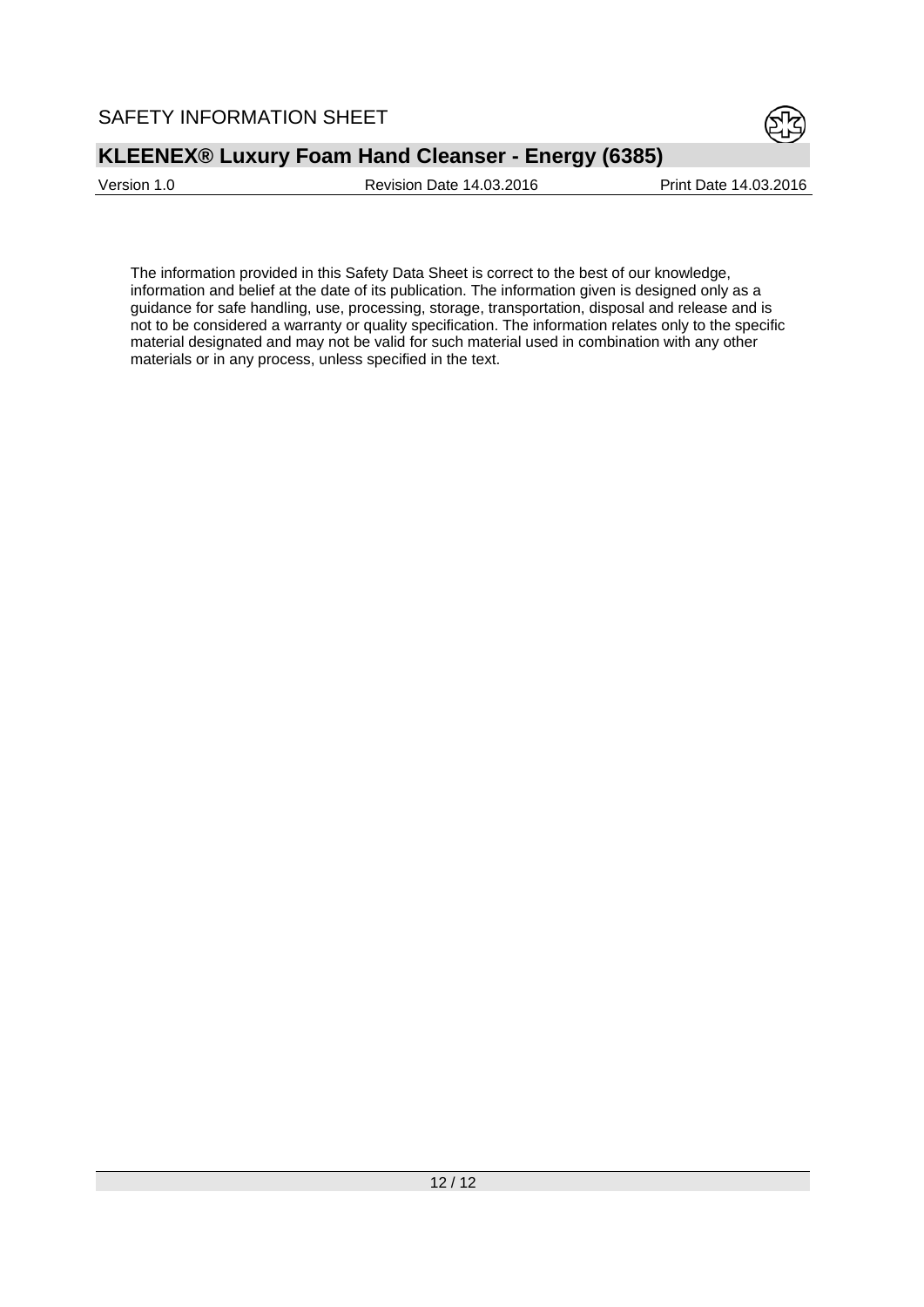The information provided in this Safety Data Sheet is correct to the best of our knowledge, information and belief at the date of its publication. The information given is designed only as a guidance for safe handling, use, processing, storage, transportation, disposal and release and is not to be considered a warranty or quality specification. The information relates only to the specific material designated and may not be valid for such material used in combination with any other materials or in any process, unless specified in the text.